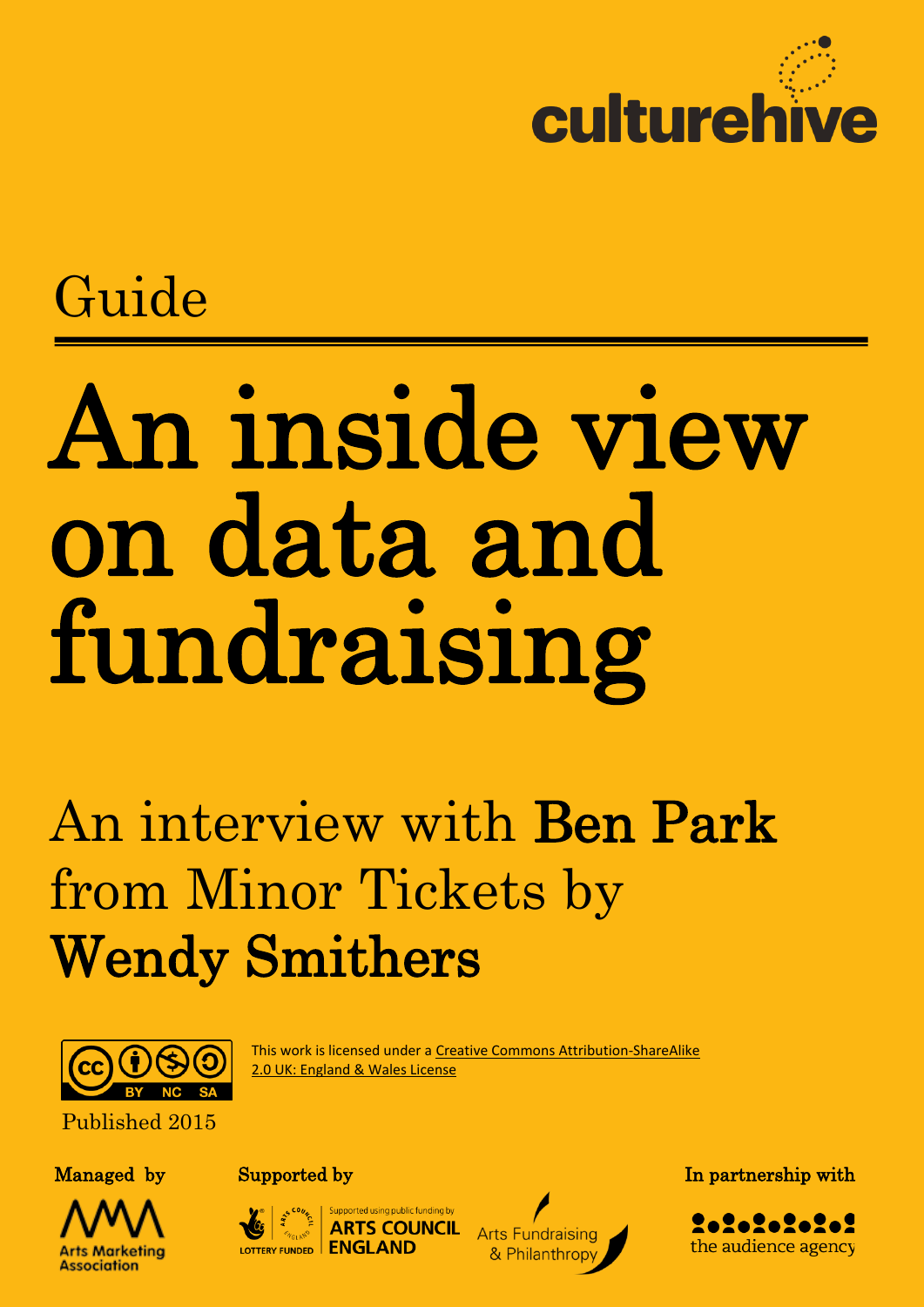culturehive

Guide

# An inside view on data and fundraising

## An interview with **Ben Park** from Minor Tickets by **Wendy Smithers**

This work is licensed under a [Creative Commons Attribution-ShareAlike 2.0 UK: England & Wales License]

Published 2015

Managed by

Arts Marketing Association

Supported by

LOTTERY FUNDED | Supported using public funding by ARTS COUNCIL ENGLAND

Arts Fundraising & Philanthropy

In partnership with

the audience agency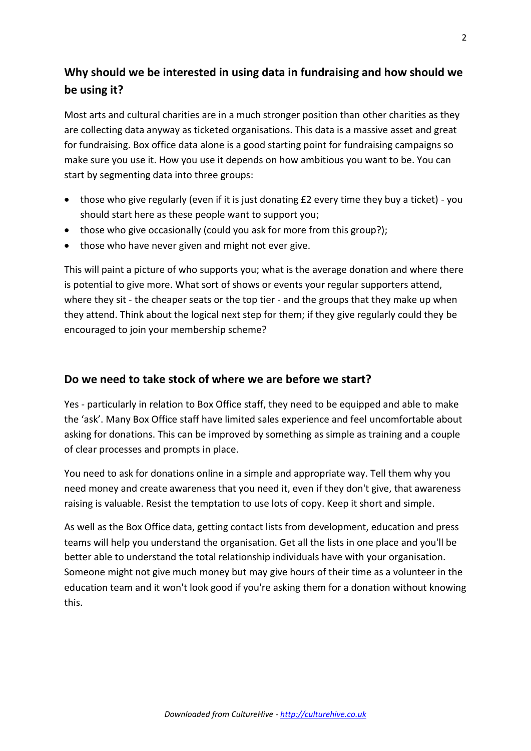## Why should we be interested in using data in fundraising and how should we be using it?

Most arts and cultural charities are in a much stronger position than other charities as they are collecting data anyway as ticketed organisations. This data is a massive asset and great for fundraising. Box office data alone is a good starting point for fundraising campaigns so make sure you use it. How you use it depends on how ambitious you want to be. You can start by segmenting data into three groups:

- those who give regularly (even if it is just donating £2 every time they buy a ticket) - you should start here as these people want to support you;
- those who give occasionally (could you ask for more from this group?);
- those who have never given and might not ever give.

This will paint a picture of who supports you; what is the average donation and where there is potential to give more. What sort of shows or events your regular supporters attend, where they sit - the cheaper seats or the top tier - and the groups that they make up when they attend. Think about the logical next step for them; if they give regularly could they be encouraged to join your membership scheme?

## Do we need to take stock of where we are before we start?

Yes - particularly in relation to Box Office staff, they need to be equipped and able to make the 'ask'. Many Box Office staff have limited sales experience and feel uncomfortable about asking for donations. This can be improved by something as simple as training and a couple of clear processes and prompts in place.

You need to ask for donations online in a simple and appropriate way. Tell them why you need money and create awareness that you need it, even if they don't give, that awareness raising is valuable. Resist the temptation to use lots of copy. Keep it short and simple.

As well as the Box Office data, getting contact lists from development, education and press teams will help you understand the organisation. Get all the lists in one place and you'll be better able to understand the total relationship individuals have with your organisation. Someone might not give much money but may give hours of their time as a volunteer in the education team and it won't look good if you're asking them for a donation without knowing this.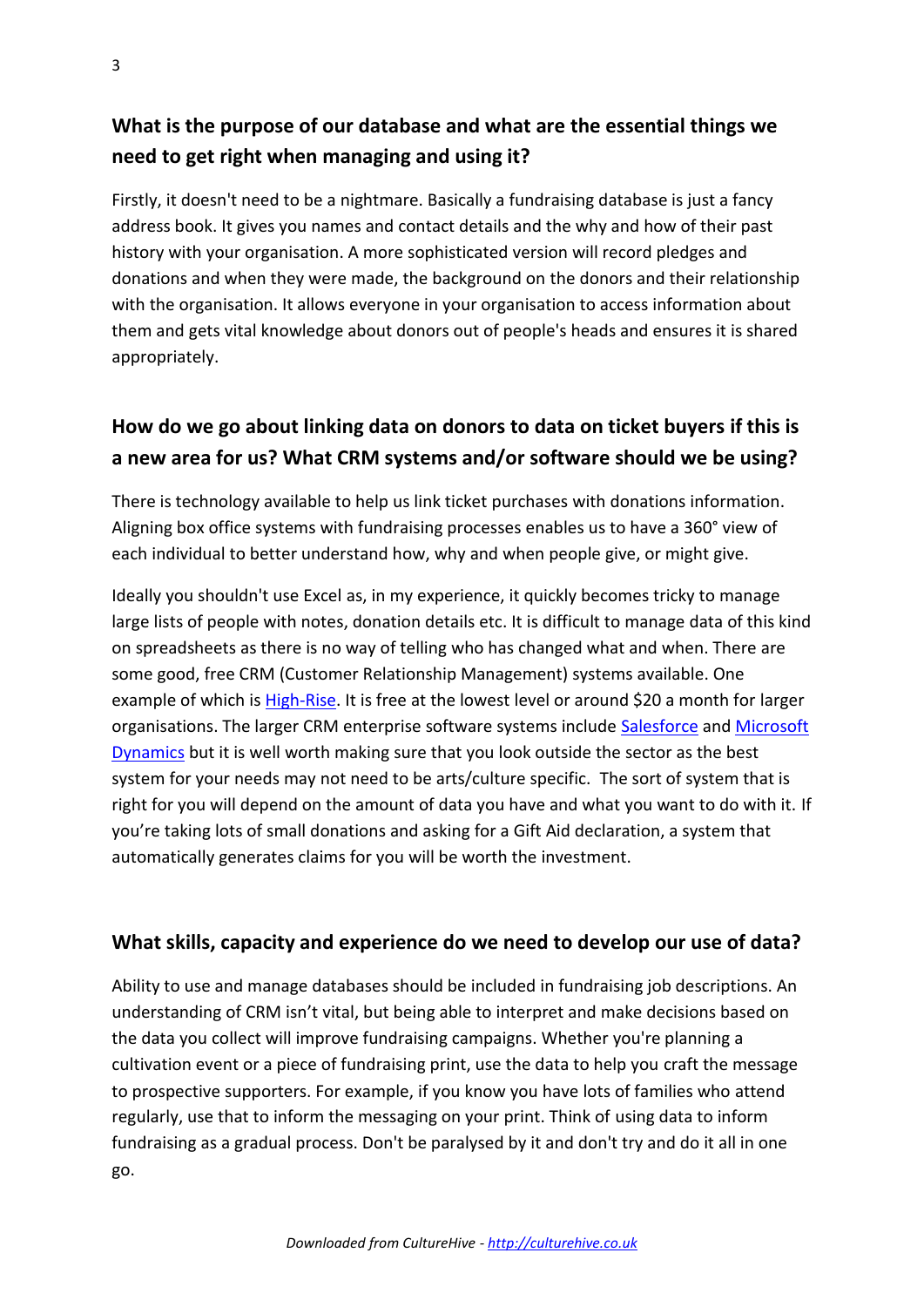## What is the purpose of our database and what are the essential things we need to get right when managing and using it?

Firstly, it doesn't need to be a nightmare. Basically a fundraising database is just a fancy address book. It gives you names and contact details and the why and how of their past history with your organisation. A more sophisticated version will record pledges and donations and when they were made, the background on the donors and their relationship with the organisation. It allows everyone in your organisation to access information about them and gets vital knowledge about donors out of people's heads and ensures it is shared appropriately.

## How do we go about linking data on donors to data on ticket buyers if this is a new area for us? What CRM systems and/or software should we be using?

There is technology available to help us link ticket purchases with donations information. Aligning box office systems with fundraising processes enables us to have a 360° view of each individual to better understand how, why and when people give, or might give.

Ideally you shouldn't use Excel as, in my experience, it quickly becomes tricky to manage large lists of people with notes, donation details etc. It is difficult to manage data of this kind on spreadsheets as there is no way of telling who has changed what and when. There are some good, free CRM (Customer Relationship Management) systems available. One example of which is High-Rise. It is free at the lowest level or around $20 a month for larger organisations. The larger CRM enterprise software systems include Salesforce and Microsoft Dynamics but it is well worth making sure that you look outside the sector as the best system for your needs may not need to be arts/culture specific. The sort of system that is right for you will depend on the amount of data you have and what you want to do with it. If you're taking lots of small donations and asking for a Gift Aid declaration, a system that automatically generates claims for you will be worth the investment.

## What skills, capacity and experience do we need to develop our use of data?

Ability to use and manage databases should be included in fundraising job descriptions. An understanding of CRM isn't vital, but being able to interpret and make decisions based on the data you collect will improve fundraising campaigns. Whether you're planning a cultivation event or a piece of fundraising print, use the data to help you craft the message to prospective supporters. For example, if you know you have lots of families who attend regularly, use that to inform the messaging on your print. Think of using data to inform fundraising as a gradual process. Don't be paralysed by it and don't try and do it all in one go.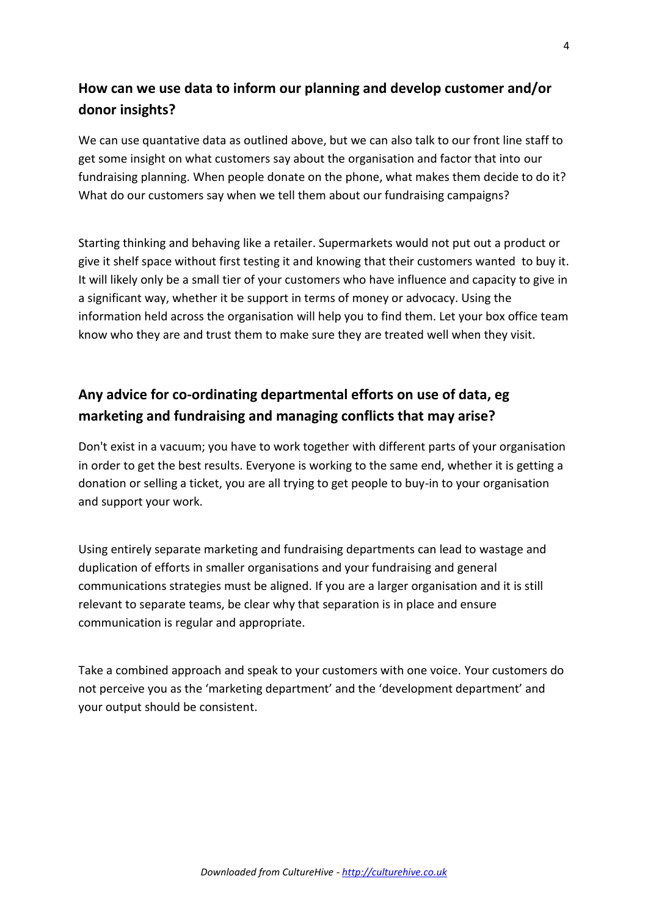## How can we use data to inform our planning and develop customer and/or donor insights?

We can use quantative data as outlined above, but we can also talk to our front line staff to get some insight on what customers say about the organisation and factor that into our fundraising planning. When people donate on the phone, what makes them decide to do it? What do our customers say when we tell them about our fundraising campaigns?

Starting thinking and behaving like a retailer. Supermarkets would not put out a product or give it shelf space without first testing it and knowing that their customers wanted to buy it. It will likely only be a small tier of your customers who have influence and capacity to give in a significant way, whether it be support in terms of money or advocacy. Using the information held across the organisation will help you to find them. Let your box office team know who they are and trust them to make sure they are treated well when they visit.

## Any advice for co-ordinating departmental efforts on use of data, eg marketing and fundraising and managing conflicts that may arise?

Don't exist in a vacuum; you have to work together with different parts of your organisation in order to get the best results. Everyone is working to the same end, whether it is getting a donation or selling a ticket, you are all trying to get people to buy-in to your organisation and support your work.

Using entirely separate marketing and fundraising departments can lead to wastage and duplication of efforts in smaller organisations and your fundraising and general communications strategies must be aligned. If you are a larger organisation and it is still relevant to separate teams, be clear why that separation is in place and ensure communication is regular and appropriate.

Take a combined approach and speak to your customers with one voice. Your customers do not perceive you as the 'marketing department' and the 'development department' and your output should be consistent.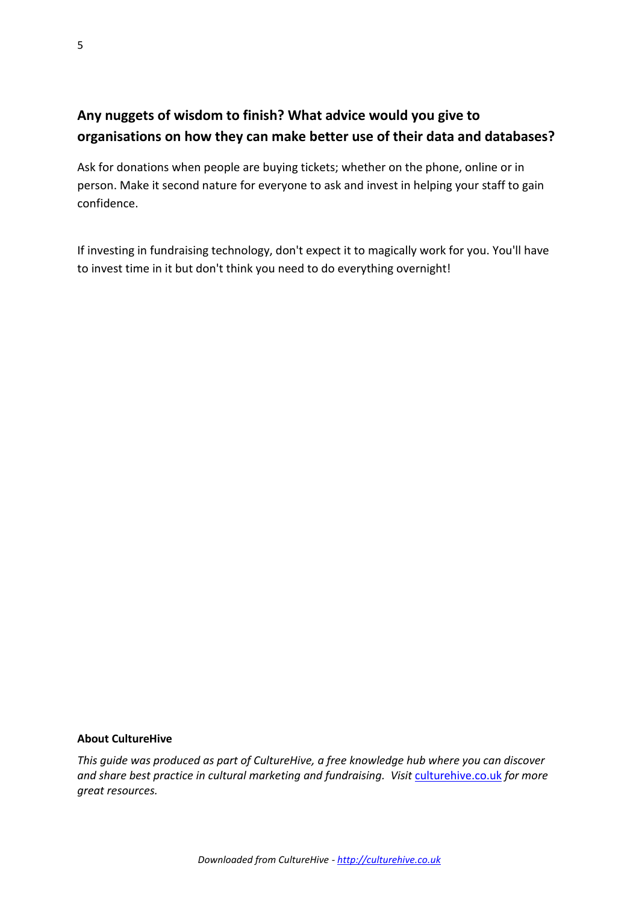## Any nuggets of wisdom to finish? What advice would you give to organisations on how they can make better use of their data and databases?

Ask for donations when people are buying tickets; whether on the phone, online or in person. Make it second nature for everyone to ask and invest in helping your staff to gain confidence.

If investing in fundraising technology, don't expect it to magically work for you. You'll have to invest time in it but don't think you need to do everything overnight!

**About CultureHive**

*This guide was produced as part of CultureHive, a free knowledge hub where you can discover and share best practice in cultural marketing and fundraising. Visit* culturehive.co.uk *for more great resources.*